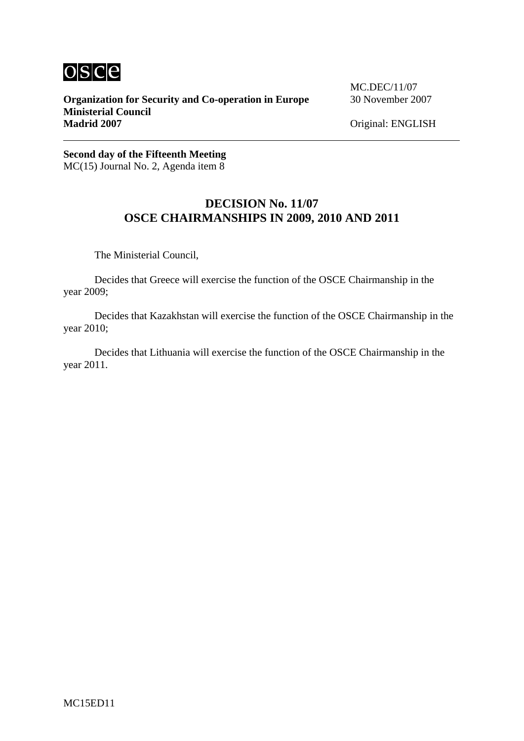**Organization for Security and Co-operation in Europe**
**Ministerial Council**
**Madrid 2007**

MC.DEC/11/07
30 November 2007

Original: ENGLISH

**Second day of the Fifteenth Meeting**
MC(15) Journal No. 2, Agenda item 8

## DECISION No. 11/07
## OSCE CHAIRMANSHIPS IN 2009, 2010 AND 2011

The Ministerial Council,

Decides that Greece will exercise the function of the OSCE Chairmanship in the year 2009;

Decides that Kazakhstan will exercise the function of the OSCE Chairmanship in the year 2010;

Decides that Lithuania will exercise the function of the OSCE Chairmanship in the year 2011.

MC15ED11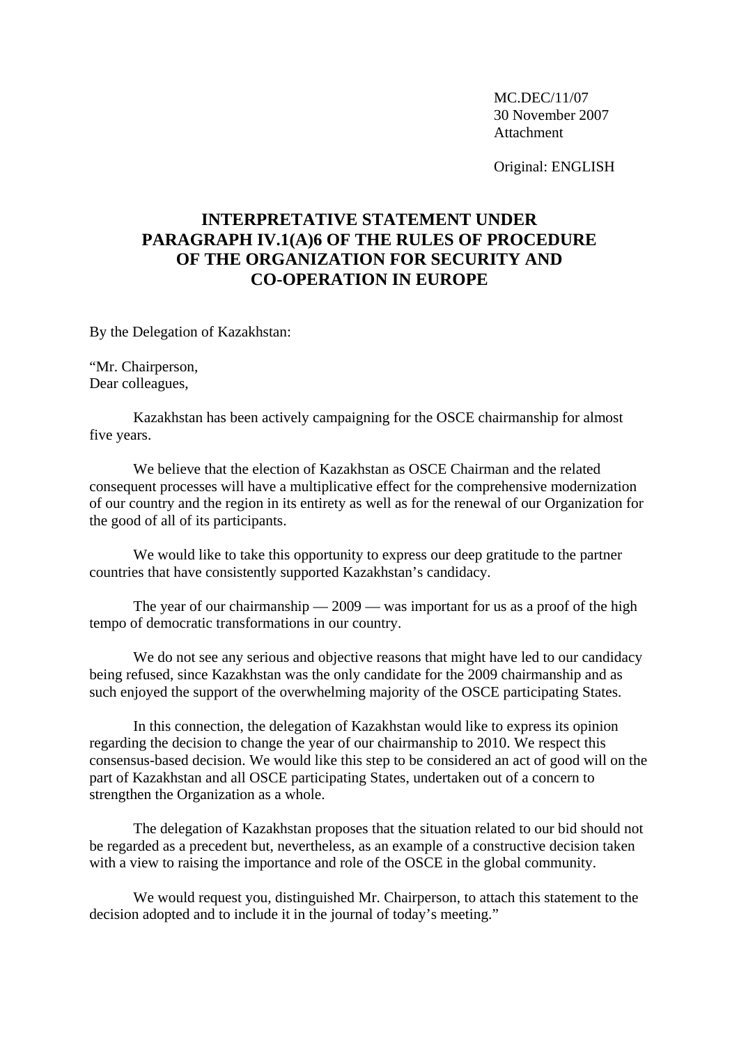MC.DEC/11/07
30 November 2007
Attachment

Original: ENGLISH

# INTERPRETATIVE STATEMENT UNDER PARAGRAPH IV.1(A)6 OF THE RULES OF PROCEDURE OF THE ORGANIZATION FOR SECURITY AND CO-OPERATION IN EUROPE

By the Delegation of Kazakhstan:

"Mr. Chairperson,
Dear colleagues,

Kazakhstan has been actively campaigning for the OSCE chairmanship for almost five years.

We believe that the election of Kazakhstan as OSCE Chairman and the related consequent processes will have a multiplicative effect for the comprehensive modernization of our country and the region in its entirety as well as for the renewal of our Organization for the good of all of its participants.

We would like to take this opportunity to express our deep gratitude to the partner countries that have consistently supported Kazakhstan's candidacy.

The year of our chairmanship — 2009 — was important for us as a proof of the high tempo of democratic transformations in our country.

We do not see any serious and objective reasons that might have led to our candidacy being refused, since Kazakhstan was the only candidate for the 2009 chairmanship and as such enjoyed the support of the overwhelming majority of the OSCE participating States.

In this connection, the delegation of Kazakhstan would like to express its opinion regarding the decision to change the year of our chairmanship to 2010. We respect this consensus-based decision. We would like this step to be considered an act of good will on the part of Kazakhstan and all OSCE participating States, undertaken out of a concern to strengthen the Organization as a whole.

The delegation of Kazakhstan proposes that the situation related to our bid should not be regarded as a precedent but, nevertheless, as an example of a constructive decision taken with a view to raising the importance and role of the OSCE in the global community.

We would request you, distinguished Mr. Chairperson, to attach this statement to the decision adopted and to include it in the journal of today's meeting."